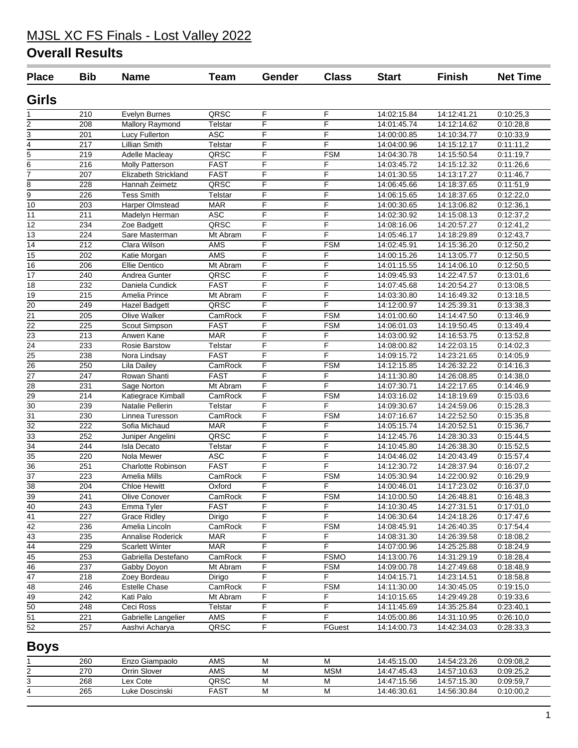# MJSL XC FS Finals - Lost Valley 2022

## Overall Results

| Place | Bib | Name | Team | Gender | Class | Start | Finish | Net Time |
|---|---|---|---|---|---|---|---|---|

### Girls

| Place | Bib | Name | Team | Gender | Class | Start | Finish | Net Time |
|---|---|---|---|---|---|---|---|---|
| 1 | 210 | Evelyn Burnes | QRSC | F | F | 14:02:15.84 | 14:12:41.21 | 0:10:25,3 |
| 2 | 208 | Mallory Raymond | Telstar | F | F | 14:01:45.74 | 14:12:14.62 | 0:10:28,8 |
| 3 | 201 | Lucy Fullerton | ASC | F | F | 14:00:00.85 | 14:10:34.77 | 0:10:33,9 |
| 4 | 217 | Lillian Smith | Telstar | F | F | 14:04:00.96 | 14:15:12.17 | 0:11:11,2 |
| 5 | 219 | Adelle Macleay | QRSC | F | FSM | 14:04:30.78 | 14:15:50.54 | 0:11:19,7 |
| 6 | 216 | Molly Patterson | FAST | F | F | 14:03:45.72 | 14:15:12.32 | 0:11:26,6 |
| 7 | 207 | Elizabeth Strickland | FAST | F | F | 14:01:30.55 | 14:13:17.27 | 0:11:46,7 |
| 8 | 228 | Hannah Zeimetz | QRSC | F | F | 14:06:45.66 | 14:18:37.65 | 0:11:51,9 |
| 9 | 226 | Tess Smith | Telstar | F | F | 14:06:15.65 | 14:18:37.65 | 0:12:22,0 |
| 10 | 203 | Harper Olmstead | MAR | F | F | 14:00:30.65 | 14:13:06.82 | 0:12:36,1 |
| 11 | 211 | Madelyn Herman | ASC | F | F | 14:02:30.92 | 14:15:08.13 | 0:12:37,2 |
| 12 | 234 | Zoe Badgett | QRSC | F | F | 14:08:16.06 | 14:20:57.27 | 0:12:41,2 |
| 13 | 224 | Sare Masterman | Mt Abram | F | F | 14:05:46.17 | 14:18:29.89 | 0:12:43,7 |
| 14 | 212 | Clara Wilson | AMS | F | FSM | 14:02:45.91 | 14:15:36.20 | 0:12:50,2 |
| 15 | 202 | Katie Morgan | AMS | F | F | 14:00:15.26 | 14:13:05.77 | 0:12:50,5 |
| 16 | 206 | Ellie Dentico | Mt Abram | F | F | 14:01:15.55 | 14:14:06.10 | 0:12:50,5 |
| 17 | 240 | Andrea Gunter | QRSC | F | F | 14:09:45.93 | 14:22:47.57 | 0:13:01,6 |
| 18 | 232 | Daniela Cundick | FAST | F | F | 14:07:45.68 | 14:20:54.27 | 0:13:08,5 |
| 19 | 215 | Amelia Prince | Mt Abram | F | F | 14:03:30.80 | 14:16:49.32 | 0:13:18,5 |
| 20 | 249 | Hazel Badgett | QRSC | F | F | 14:12:00.97 | 14:25:39.31 | 0:13:38,3 |
| 21 | 205 | Olive Walker | CamRock | F | FSM | 14:01:00.60 | 14:14:47.50 | 0:13:46,9 |
| 22 | 225 | Scout Simpson | FAST | F | FSM | 14:06:01.03 | 14:19:50.45 | 0:13:49,4 |
| 23 | 213 | Anwen Kane | MAR | F | F | 14:03:00.92 | 14:16:53.75 | 0:13:52,8 |
| 24 | 233 | Rosie Barstow | Telstar | F | F | 14:08:00.82 | 14:22:03.15 | 0:14:02,3 |
| 25 | 238 | Nora Lindsay | FAST | F | F | 14:09:15.72 | 14:23:21.65 | 0:14:05,9 |
| 26 | 250 | Lila Dailey | CamRock | F | FSM | 14:12:15.85 | 14:26:32.22 | 0:14:16,3 |
| 27 | 247 | Rowan Shanti | FAST | F | F | 14:11:30.80 | 14:26:08.85 | 0:14:38,0 |
| 28 | 231 | Sage Norton | Mt Abram | F | F | 14:07:30.71 | 14:22:17.65 | 0:14:46,9 |
| 29 | 214 | Katiegrace Kimball | CamRock | F | FSM | 14:03:16.02 | 14:18:19.69 | 0:15:03,6 |
| 30 | 239 | Natalie Pellerin | Telstar | F | F | 14:09:30.67 | 14:24:59.06 | 0:15:28,3 |
| 31 | 230 | Linnea Turesson | CamRock | F | FSM | 14:07:16.67 | 14:22:52.50 | 0:15:35,8 |
| 32 | 222 | Sofia Michaud | MAR | F | F | 14:05:15.74 | 14:20:52.51 | 0:15:36,7 |
| 33 | 252 | Juniper Angelini | QRSC | F | F | 14:12:45.76 | 14:28:30.33 | 0:15:44,5 |
| 34 | 244 | Isla Decato | Telstar | F | F | 14:10:45.80 | 14:26:38.30 | 0:15:52,5 |
| 35 | 220 | Nola Mewer | ASC | F | F | 14:04:46.02 | 14:20:43.49 | 0:15:57,4 |
| 36 | 251 | Charlotte Robinson | FAST | F | F | 14:12:30.72 | 14:28:37.94 | 0:16:07,2 |
| 37 | 223 | Amelia Mills | CamRock | F | FSM | 14:05:30.94 | 14:22:00.92 | 0:16:29,9 |
| 38 | 204 | Chloe Hewitt | Oxford | F | F | 14:00:46.01 | 14:17:23.02 | 0:16:37,0 |
| 39 | 241 | Olive Conover | CamRock | F | FSM | 14:10:00.50 | 14:26:48.81 | 0:16:48,3 |
| 40 | 243 | Emma Tyler | FAST | F | F | 14:10:30.45 | 14:27:31.51 | 0:17:01,0 |
| 41 | 227 | Grace Ridley | Dirigo | F | F | 14:06:30.64 | 14:24:18.26 | 0:17:47,6 |
| 42 | 236 | Amelia Lincoln | CamRock | F | FSM | 14:08:45.91 | 14:26:40.35 | 0:17:54,4 |
| 43 | 235 | Annalise Roderick | MAR | F | F | 14:08:31.30 | 14:26:39.58 | 0:18:08,2 |
| 44 | 229 | Scarlett Winter | MAR | F | F | 14:07:00.96 | 14:25:25.88 | 0:18:24,9 |
| 45 | 253 | Gabriella Destefano | CamRock | F | FSMO | 14:13:00.76 | 14:31:29.19 | 0:18:28,4 |
| 46 | 237 | Gabby Doyon | Mt Abram | F | FSM | 14:09:00.78 | 14:27:49.68 | 0:18:48,9 |
| 47 | 218 | Zoey Bordeau | Dirigo | F | F | 14:04:15.71 | 14:23:14.51 | 0:18:58,8 |
| 48 | 246 | Estelle Chase | CamRock | F | FSM | 14:11:30.00 | 14:30:45.05 | 0:19:15,0 |
| 49 | 242 | Kati Palo | Mt Abram | F | F | 14:10:15.65 | 14:29:49.28 | 0:19:33,6 |
| 50 | 248 | Ceci Ross | Telstar | F | F | 14:11:45.69 | 14:35:25.84 | 0:23:40,1 |
| 51 | 221 | Gabrielle Langelier | AMS | F | F | 14:05:00.86 | 14:31:10.95 | 0:26:10,0 |
| 52 | 257 | Aashvi Acharya | QRSC | F | FGuest | 14:14:00.73 | 14:42:34.03 | 0:28:33,3 |

### Boys

| Place | Bib | Name | Team | Gender | Class | Start | Finish | Net Time |
|---|---|---|---|---|---|---|---|---|
| 1 | 260 | Enzo Giampaolo | AMS | M | M | 14:45:15.00 | 14:54:23.26 | 0:09:08,2 |
| 2 | 270 | Orrin Slover | AMS | M | MSM | 14:47:45.43 | 14:57:10.63 | 0:09:25,2 |
| 3 | 268 | Lex Cote | QRSC | M | M | 14:47:15.56 | 14:57:15.30 | 0:09:59,7 |
| 4 | 265 | Luke Doscinski | FAST | M | M | 14:46:30.61 | 14:56:30.84 | 0:10:00,2 |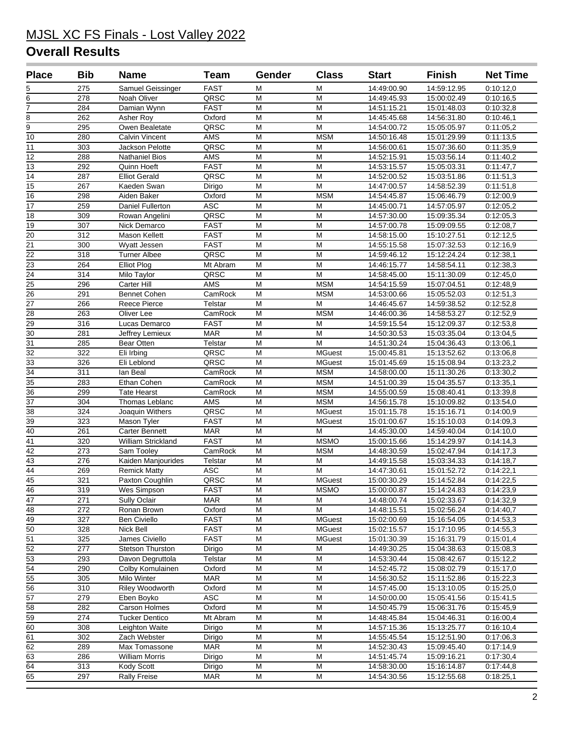## MJSL XC FS Finals - Lost Valley 2022

# Overall Results

| Place | Bib | Name | Team | Gender | Class | Start | Finish | Net Time |
|---|---|---|---|---|---|---|---|---|
| 5 | 275 | Samuel Geissinger | FAST | M | M | 14:49:00.90 | 14:59:12.95 | 0:10:12,0 |
| 6 | 278 | Noah Oliver | QRSC | M | M | 14:49:45.93 | 15:00:02.49 | 0:10:16,5 |
| 7 | 284 | Damian Wynn | FAST | M | M | 14:51:15.21 | 15:01:48.03 | 0:10:32,8 |
| 8 | 262 | Asher Roy | Oxford | M | M | 14:45:45.68 | 14:56:31.80 | 0:10:46,1 |
| 9 | 295 | Owen Bealetate | QRSC | M | M | 14:54:00.72 | 15:05:05.97 | 0:11:05,2 |
| 10 | 280 | Calvin Vincent | AMS | M | MSM | 14:50:16.48 | 15:01:29.99 | 0:11:13,5 |
| 11 | 303 | Jackson Pelotte | QRSC | M | M | 14:56:00.61 | 15:07:36.60 | 0:11:35,9 |
| 12 | 288 | Nathaniel Bios | AMS | M | M | 14:52:15.91 | 15:03:56.14 | 0:11:40,2 |
| 13 | 292 | Quinn Hoeft | FAST | M | M | 14:53:15.57 | 15:05:03.31 | 0:11:47,7 |
| 14 | 287 | Elliot Gerald | QRSC | M | M | 14:52:00.52 | 15:03:51.86 | 0:11:51,3 |
| 15 | 267 | Kaeden Swan | Dirigo | M | M | 14:47:00.57 | 14:58:52.39 | 0:11:51,8 |
| 16 | 298 | Aiden Baker | Oxford | M | MSM | 14:54:45.87 | 15:06:46.79 | 0:12:00,9 |
| 17 | 259 | Daniel Fullerton | ASC | M | M | 14:45:00.71 | 14:57:05.97 | 0:12:05,2 |
| 18 | 309 | Rowan Angelini | QRSC | M | M | 14:57:30.00 | 15:09:35.34 | 0:12:05,3 |
| 19 | 307 | Nick Demarco | FAST | M | M | 14:57:00.78 | 15:09:09.55 | 0:12:08,7 |
| 20 | 312 | Mason Kellett | FAST | M | M | 14:58:15.00 | 15:10:27.51 | 0:12:12,5 |
| 21 | 300 | Wyatt Jessen | FAST | M | M | 14:55:15.58 | 15:07:32.53 | 0:12:16,9 |
| 22 | 318 | Turner Albee | QRSC | M | M | 14:59:46.12 | 15:12:24.24 | 0:12:38,1 |
| 23 | 264 | Elliot Plog | Mt Abram | M | M | 14:46:15.77 | 14:58:54.11 | 0:12:38,3 |
| 24 | 314 | Milo Taylor | QRSC | M | M | 14:58:45.00 | 15:11:30.09 | 0:12:45,0 |
| 25 | 296 | Carter Hill | AMS | M | MSM | 14:54:15.59 | 15:07:04.51 | 0:12:48,9 |
| 26 | 291 | Bennet Cohen | CamRock | M | MSM | 14:53:00.66 | 15:05:52.03 | 0:12:51,3 |
| 27 | 266 | Reece Pierce | Telstar | M | M | 14:46:45.67 | 14:59:38.52 | 0:12:52,8 |
| 28 | 263 | Oliver Lee | CamRock | M | MSM | 14:46:00.36 | 14:58:53.27 | 0:12:52,9 |
| 29 | 316 | Lucas Demarco | FAST | M | M | 14:59:15.54 | 15:12:09.37 | 0:12:53,8 |
| 30 | 281 | Jeffrey Lemieux | MAR | M | M | 14:50:30.53 | 15:03:35.04 | 0:13:04,5 |
| 31 | 285 | Bear Otten | Telstar | M | M | 14:51:30.24 | 15:04:36.43 | 0:13:06,1 |
| 32 | 322 | Eli Irbing | QRSC | M | MGuest | 15:00:45.81 | 15:13:52.62 | 0:13:06,8 |
| 33 | 326 | Eli Leblond | QRSC | M | MGuest | 15:01:45.69 | 15:15:08.94 | 0:13:23,2 |
| 34 | 311 | Ian Beal | CamRock | M | MSM | 14:58:00.00 | 15:11:30.26 | 0:13:30,2 |
| 35 | 283 | Ethan Cohen | CamRock | M | MSM | 14:51:00.39 | 15:04:35.57 | 0:13:35,1 |
| 36 | 299 | Tate Hearst | CamRock | M | MSM | 14:55:00.59 | 15:08:40.41 | 0:13:39,8 |
| 37 | 304 | Thomas Leblanc | AMS | M | MSM | 14:56:15.78 | 15:10:09.82 | 0:13:54,0 |
| 38 | 324 | Joaquin Withers | QRSC | M | MGuest | 15:01:15.78 | 15:15:16.71 | 0:14:00,9 |
| 39 | 323 | Mason Tyler | FAST | M | MGuest | 15:01:00.67 | 15:15:10.03 | 0:14:09,3 |
| 40 | 261 | Carter Bennett | MAR | M | M | 14:45:30.00 | 14:59:40.04 | 0:14:10,0 |
| 41 | 320 | William Strickland | FAST | M | MSMO | 15:00:15.66 | 15:14:29.97 | 0:14:14,3 |
| 42 | 273 | Sam Tooley | CamRock | M | MSM | 14:48:30.59 | 15:02:47.94 | 0:14:17,3 |
| 43 | 276 | Kaiden Manjourides | Telstar | M | M | 14:49:15.58 | 15:03:34.33 | 0:14:18,7 |
| 44 | 269 | Remick Matty | ASC | M | M | 14:47:30.61 | 15:01:52.72 | 0:14:22,1 |
| 45 | 321 | Paxton Coughlin | QRSC | M | MGuest | 15:00:30.29 | 15:14:52.84 | 0:14:22,5 |
| 46 | 319 | Wes Simpson | FAST | M | MSMO | 15:00:00.87 | 15:14:24.83 | 0:14:23,9 |
| 47 | 271 | Sully Oclair | MAR | M | M | 14:48:00.74 | 15:02:33.67 | 0:14:32,9 |
| 48 | 272 | Ronan Brown | Oxford | M | M | 14:48:15.51 | 15:02:56.24 | 0:14:40,7 |
| 49 | 327 | Ben Civiello | FAST | M | MGuest | 15:02:00.69 | 15:16:54.05 | 0:14:53,3 |
| 50 | 328 | Nick Bell | FAST | M | MGuest | 15:02:15.57 | 15:17:10.95 | 0:14:55,3 |
| 51 | 325 | James Civiello | FAST | M | MGuest | 15:01:30.39 | 15:16:31.79 | 0:15:01,4 |
| 52 | 277 | Stetson Thurston | Dirigo | M | M | 14:49:30.25 | 15:04:38.63 | 0:15:08,3 |
| 53 | 293 | Davon Degruttola | Telstar | M | M | 14:53:30.44 | 15:08:42.67 | 0:15:12,2 |
| 54 | 290 | Colby Komulainen | Oxford | M | M | 14:52:45.72 | 15:08:02.79 | 0:15:17,0 |
| 55 | 305 | Milo Winter | MAR | M | M | 14:56:30.52 | 15:11:52.86 | 0:15:22,3 |
| 56 | 310 | Riley Woodworth | Oxford | M | M | 14:57:45.00 | 15:13:10.05 | 0:15:25,0 |
| 57 | 279 | Eben Boyko | ASC | M | M | 14:50:00.00 | 15:05:41.56 | 0:15:41,5 |
| 58 | 282 | Carson Holmes | Oxford | M | M | 14:50:45.79 | 15:06:31.76 | 0:15:45,9 |
| 59 | 274 | Tucker Dentico | Mt Abram | M | M | 14:48:45.84 | 15:04:46.31 | 0:16:00,4 |
| 60 | 308 | Leighton Waite | Dirigo | M | M | 14:57:15.36 | 15:13:25.77 | 0:16:10,4 |
| 61 | 302 | Zach Webster | Dirigo | M | M | 14:55:45.54 | 15:12:51.90 | 0:17:06,3 |
| 62 | 289 | Max Tomassone | MAR | M | M | 14:52:30.43 | 15:09:45.40 | 0:17:14,9 |
| 63 | 286 | William Morris | Dirigo | M | M | 14:51:45.74 | 15:09:16.21 | 0:17:30,4 |
| 64 | 313 | Kody Scott | Dirigo | M | M | 14:58:30.00 | 15:16:14.87 | 0:17:44,8 |
| 65 | 297 | Rally Freise | MAR | M | M | 14:54:30.56 | 15:12:55.68 | 0:18:25,1 |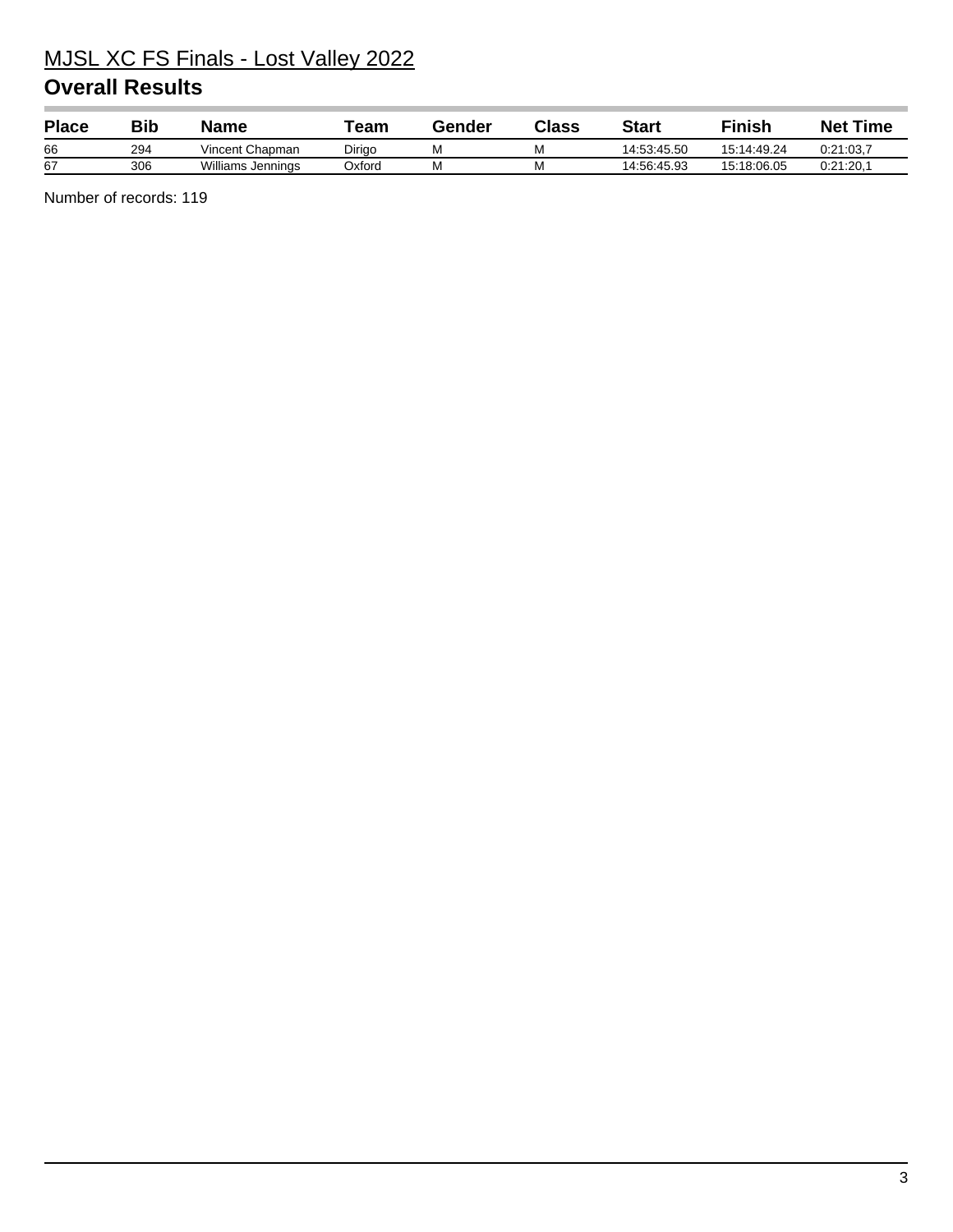MJSL XC FS Finals - Lost Valley 2022

## Overall Results

| Place | Bib | Name | Team | Gender | Class | Start | Finish | Net Time |
|---|---|---|---|---|---|---|---|---|
| 66 | 294 | Vincent Chapman | Dirigo | M | M | 14:53:45.50 | 15:14:49.24 | 0:21:03,7 |
| 67 | 306 | Williams Jennings | Oxford | M | M | 14:56:45.93 | 15:18:06.05 | 0:21:20,1 |

Number of records: 119